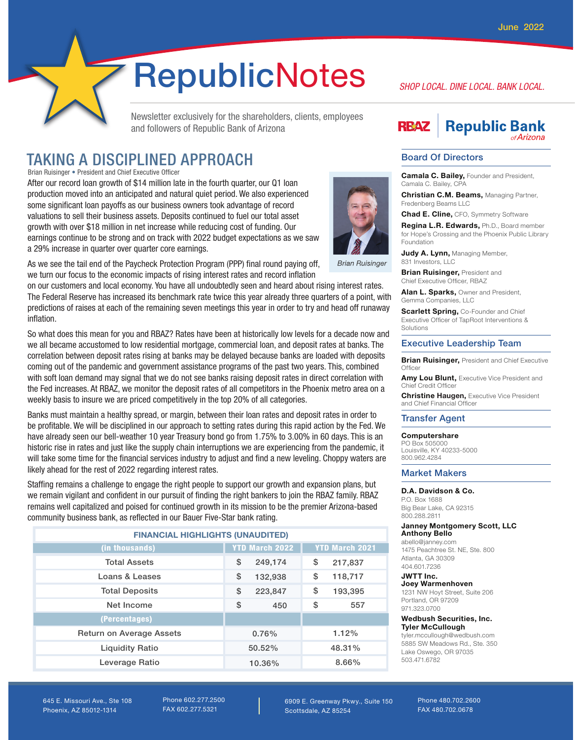June 2022

# RepublicNotes

*SHOP LOCAL. DINE LOCAL. BANK LOCAL.*

Newsletter exclusively for the shareholders, clients, employees and followers of Republic Bank of Arizona

## TAKING A DISCIPLINED APPROACH

Brian Ruisinger • President and Chief Executive Officer

After our record loan growth of $14 million late in the fourth quarter, our Q1 loan production moved into an anticipated and natural quiet period. We also experienced some significant loan payoffs as our business owners took advantage of record valuations to sell their business assets. Deposits continued to fuel our total asset growth with over $18 million in net increase while reducing cost of funding. Our earnings continue to be strong and on track with 2022 budget expectations as we saw a 29% increase in quarter over quarter core earnings.

*Brian Ruisinger*

As we see the tail end of the Paycheck Protection Program (PPP) final round paying off, we turn our focus to the economic impacts of rising interest rates and record inflation on our customers and local economy. You have all undoubtedly seen and heard about rising interest rates. The Federal Reserve has increased its benchmark rate twice this year already three quarters of a point, with predictions of raises at each of the remaining seven meetings this year in order to try and head off runaway inflation.

So what does this mean for you and RBAZ? Rates have been at historically low levels for a decade now and we all became accustomed to low residential mortgage, commercial loan, and deposit rates at banks. The correlation between deposit rates rising at banks may be delayed because banks are loaded with deposits coming out of the pandemic and government assistance programs of the past two years. This, combined with soft loan demand may signal that we do not see banks raising deposit rates in direct correlation with the Fed increases. At RBAZ, we monitor the deposit rates of all competitors in the Phoenix metro area on a weekly basis to insure we are priced competitively in the top 20% of all categories.

Banks must maintain a healthy spread, or margin, between their loan rates and deposit rates in order to be profitable. We will be disciplined in our approach to setting rates during this rapid action by the Fed. We have already seen our bell-weather 10 year Treasury bond go from 1.75% to 3.00% in 60 days. This is an historic rise in rates and just like the supply chain interruptions we are experiencing from the pandemic, it will take some time for the financial services industry to adjust and find a new leveling. Choppy waters are likely ahead for the rest of 2022 regarding interest rates.

Staffing remains a challenge to engage the right people to support our growth and expansion plans, but we remain vigilant and confident in our pursuit of finding the right bankers to join the RBAZ family. RBAZ remains well capitalized and poised for continued growth in its mission to be the premier Arizona-based community business bank, as reflected in our Bauer Five-Star bank rating.

**FINANCIAL HIGHLIGHTS (UNAUDITED)**

| (in thousands) | YTD March 2022 | YTD March 2021 |
|---|---|---|
| Total Assets | $ 249,174 | $ 217,837 |
| Loans & Leases | $ 132,938 | $ 118,717 |
| Total Deposits | $ 223,847 | $ 193,395 |
| Net Income | $ 450 | $ 557 |
| **(Percentages)** | | |
| Return on Average Assets | 0.76% | 1.12% |
| Liquidity Ratio | 50.52% | 48.31% |
| Leverage Ratio | 10.36% | 8.66% |

RBAZ | Republic Bank of Arizona

### Board Of Directors

**Camala C. Bailey,** Founder and President, Camala C. Bailey, CPA

**Christian C.M. Beams,** Managing Partner, Fredenberg Beams LLC

**Chad E. Cline,** CFO, Symmetry Software

**Regina L.R. Edwards,** Ph.D., Board member for Hope's Crossing and the Phoenix Public Library Foundation

**Judy A. Lynn,** Managing Member, 831 Investors, LLC

**Brian Ruisinger,** President and Chief Executive Officer, RBAZ

**Alan L. Sparks,** Owner and President, Gemma Companies, LLC

**Scarlett Spring,** Co-Founder and Chief Executive Officer of TapRoot Interventions & Solutions

### Executive Leadership Team

**Brian Ruisinger,** President and Chief Executive Officer

**Amy Lou Blunt,** Executive Vice President and Chief Credit Officer

**Christine Haugen,** Executive Vice President and Chief Financial Officer

### Transfer Agent

**Computershare**
PO Box 505000
Louisville, KY 40233-5000
800.962.4284

### Market Makers

**D.A. Davidson & Co.**
P.O. Box 1688
Big Bear Lake, CA 92315
800.288.2811

**Janney Montgomery Scott, LLC**
**Anthony Bello**
abello@janney.com
1475 Peachtree St. NE, Ste. 800
Atlanta, GA 30309
404.601.7236

**JWTT Inc.**
**Joey Warmenhoven**
1231 NW Hoyt Street, Suite 206
Portland, OR 97209
971.323.0700

**Wedbush Securities, Inc.**
**Tyler McCullough**
tyler.mccullough@wedbush.com
5885 SW Meadows Rd., Ste. 350
Lake Oswego, OR 97035
503.471.6782

645 E. Missouri Ave., Ste 108
Phoenix, AZ 85012-1314

Phone 602.277.2500
FAX 602.277.5321

6909 E. Greenway Pkwy., Suite 150
Scottsdale, AZ 85254

Phone 480.702.2600
FAX 480.702.0678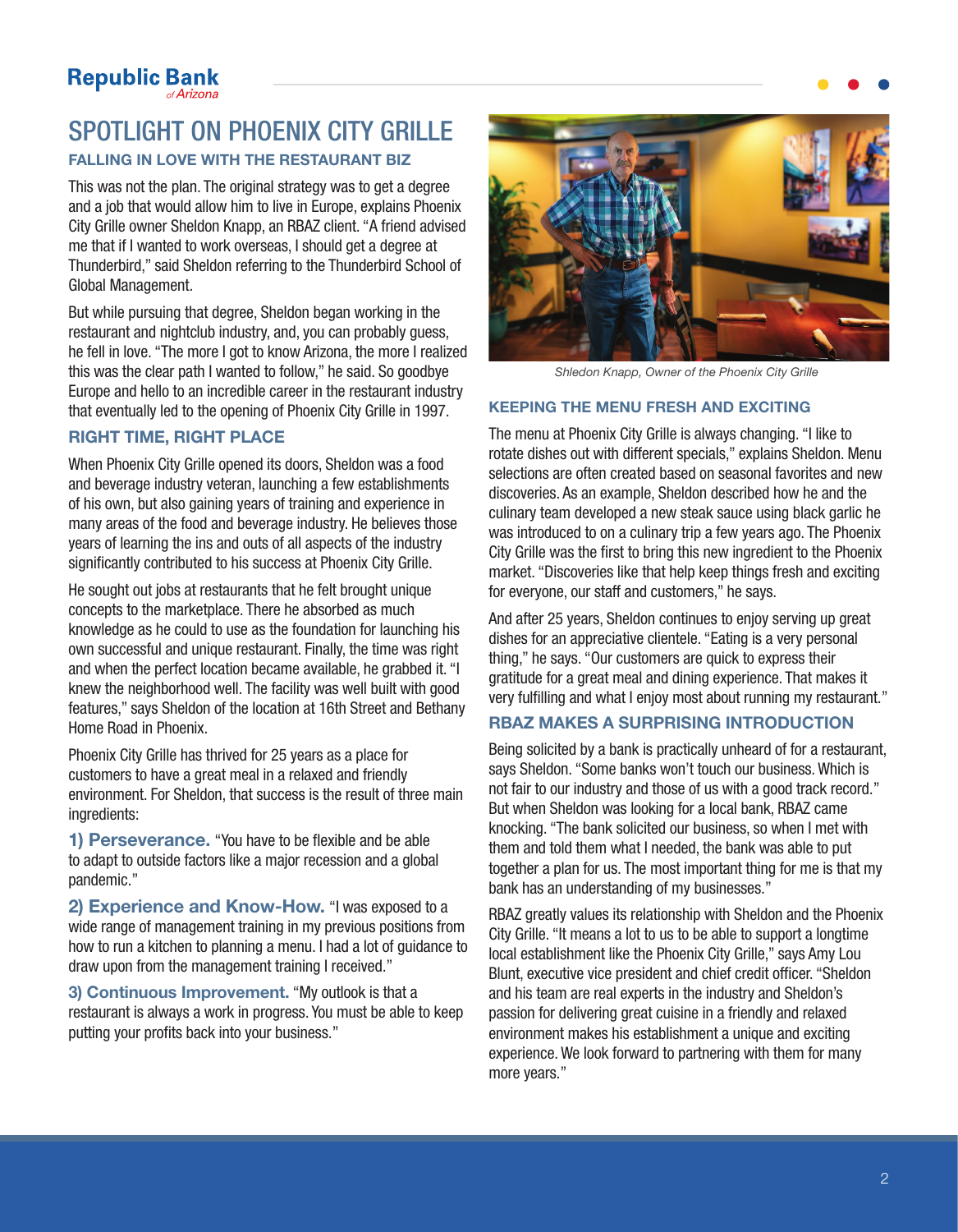# SPOTLIGHT ON PHOENIX CITY GRILLE

## FALLING IN LOVE WITH THE RESTAURANT BIZ

This was not the plan. The original strategy was to get a degree and a job that would allow him to live in Europe, explains Phoenix City Grille owner Sheldon Knapp, an RBAZ client. "A friend advised me that if I wanted to work overseas, I should get a degree at Thunderbird," said Sheldon referring to the Thunderbird School of Global Management.

But while pursuing that degree, Sheldon began working in the restaurant and nightclub industry, and, you can probably guess, he fell in love. "The more I got to know Arizona, the more I realized this was the clear path I wanted to follow," he said. So goodbye Europe and hello to an incredible career in the restaurant industry that eventually led to the opening of Phoenix City Grille in 1997.

## RIGHT TIME, RIGHT PLACE

When Phoenix City Grille opened its doors, Sheldon was a food and beverage industry veteran, launching a few establishments of his own, but also gaining years of training and experience in many areas of the food and beverage industry. He believes those years of learning the ins and outs of all aspects of the industry significantly contributed to his success at Phoenix City Grille.

He sought out jobs at restaurants that he felt brought unique concepts to the marketplace. There he absorbed as much knowledge as he could to use as the foundation for launching his own successful and unique restaurant. Finally, the time was right and when the perfect location became available, he grabbed it. "I knew the neighborhood well. The facility was well built with good features," says Sheldon of the location at 16th Street and Bethany Home Road in Phoenix.

Phoenix City Grille has thrived for 25 years as a place for customers to have a great meal in a relaxed and friendly environment. For Sheldon, that success is the result of three main ingredients:

**1) Perseverance.** "You have to be flexible and be able to adapt to outside factors like a major recession and a global pandemic."

**2) Experience and Know-How.** "I was exposed to a wide range of management training in my previous positions from how to run a kitchen to planning a menu. I had a lot of guidance to draw upon from the management training I received."

**3) Continuous Improvement.** "My outlook is that a restaurant is always a work in progress. You must be able to keep putting your profits back into your business."

*Shledon Knapp, Owner of the Phoenix City Grille*

## KEEPING THE MENU FRESH AND EXCITING

The menu at Phoenix City Grille is always changing. "I like to rotate dishes out with different specials," explains Sheldon. Menu selections are often created based on seasonal favorites and new discoveries. As an example, Sheldon described how he and the culinary team developed a new steak sauce using black garlic he was introduced to on a culinary trip a few years ago. The Phoenix City Grille was the first to bring this new ingredient to the Phoenix market. "Discoveries like that help keep things fresh and exciting for everyone, our staff and customers," he says.

And after 25 years, Sheldon continues to enjoy serving up great dishes for an appreciative clientele. "Eating is a very personal thing," he says. "Our customers are quick to express their gratitude for a great meal and dining experience. That makes it very fulfilling and what I enjoy most about running my restaurant."

## RBAZ MAKES A SURPRISING INTRODUCTION

Being solicited by a bank is practically unheard of for a restaurant, says Sheldon. "Some banks won't touch our business. Which is not fair to our industry and those of us with a good track record." But when Sheldon was looking for a local bank, RBAZ came knocking. "The bank solicited our business, so when I met with them and told them what I needed, the bank was able to put together a plan for us. The most important thing for me is that my bank has an understanding of my businesses."

RBAZ greatly values its relationship with Sheldon and the Phoenix City Grille. "It means a lot to us to be able to support a longtime local establishment like the Phoenix City Grille," says Amy Lou Blunt, executive vice president and chief credit officer. "Sheldon and his team are real experts in the industry and Sheldon's passion for delivering great cuisine in a friendly and relaxed environment makes his establishment a unique and exciting experience. We look forward to partnering with them for many more years."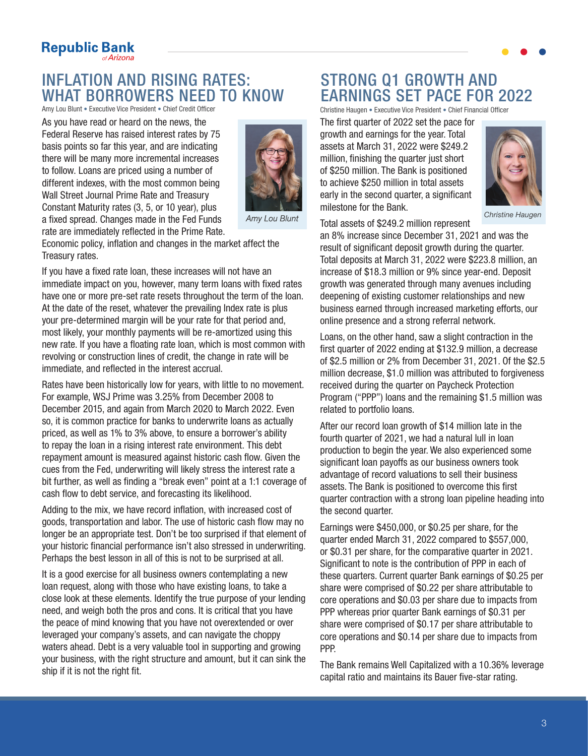# INFLATION AND RISING RATES: WHAT BORROWERS NEED TO KNOW

Amy Lou Blunt • Executive Vice President • Chief Credit Officer

As you have read or heard on the news, the Federal Reserve has raised interest rates by 75 basis points so far this year, and are indicating there will be many more incremental increases to follow. Loans are priced using a number of different indexes, with the most common being Wall Street Journal Prime Rate and Treasury Constant Maturity rates (3, 5, or 10 year), plus a fixed spread. Changes made in the Fed Funds rate are immediately reflected in the Prime Rate. Economic policy, inflation and changes in the market affect the Treasury rates.

*Amy Lou Blunt*

If you have a fixed rate loan, these increases will not have an immediate impact on you, however, many term loans with fixed rates have one or more pre-set rate resets throughout the term of the loan. At the date of the reset, whatever the prevailing Index rate is plus your pre-determined margin will be your rate for that period and, most likely, your monthly payments will be re-amortized using this new rate. If you have a floating rate loan, which is most common with revolving or construction lines of credit, the change in rate will be immediate, and reflected in the interest accrual.

Rates have been historically low for years, with little to no movement. For example, WSJ Prime was 3.25% from December 2008 to December 2015, and again from March 2020 to March 2022. Even so, it is common practice for banks to underwrite loans as actually priced, as well as 1% to 3% above, to ensure a borrower's ability to repay the loan in a rising interest rate environment. This debt repayment amount is measured against historic cash flow. Given the cues from the Fed, underwriting will likely stress the interest rate a bit further, as well as finding a "break even" point at a 1:1 coverage of cash flow to debt service, and forecasting its likelihood.

Adding to the mix, we have record inflation, with increased cost of goods, transportation and labor. The use of historic cash flow may no longer be an appropriate test. Don't be too surprised if that element of your historic financial performance isn't also stressed in underwriting. Perhaps the best lesson in all of this is not to be surprised at all.

It is a good exercise for all business owners contemplating a new loan request, along with those who have existing loans, to take a close look at these elements. Identify the true purpose of your lending need, and weigh both the pros and cons. It is critical that you have the peace of mind knowing that you have not overextended or over leveraged your company's assets, and can navigate the choppy waters ahead. Debt is a very valuable tool in supporting and growing your business, with the right structure and amount, but it can sink the ship if it is not the right fit.

# STRONG Q1 GROWTH AND EARNINGS SET PACE FOR 2022

Christine Haugen • Executive Vice President • Chief Financial Officer

The first quarter of 2022 set the pace for growth and earnings for the year. Total assets at March 31, 2022 were $249.2 million, finishing the quarter just short of $250 million. The Bank is positioned to achieve $250 million in total assets early in the second quarter, a significant milestone for the Bank.

*Christine Haugen*

Total assets of $249.2 million represent an 8% increase since December 31, 2021 and was the result of significant deposit growth during the quarter. Total deposits at March 31, 2022 were $223.8 million, an increase of $18.3 million or 9% since year-end. Deposit growth was generated through many avenues including deepening of existing customer relationships and new business earned through increased marketing efforts, our online presence and a strong referral network.

Loans, on the other hand, saw a slight contraction in the first quarter of 2022 ending at $132.9 million, a decrease of $2.5 million or 2% from December 31, 2021. Of the $2.5 million decrease, $1.0 million was attributed to forgiveness received during the quarter on Paycheck Protection Program ("PPP") loans and the remaining $1.5 million was related to portfolio loans.

After our record loan growth of $14 million late in the fourth quarter of 2021, we had a natural lull in loan production to begin the year. We also experienced some significant loan payoffs as our business owners took advantage of record valuations to sell their business assets. The Bank is positioned to overcome this first quarter contraction with a strong loan pipeline heading into the second quarter.

Earnings were $450,000, or $0.25 per share, for the quarter ended March 31, 2022 compared to $557,000, or $0.31 per share, for the comparative quarter in 2021. Significant to note is the contribution of PPP in each of these quarters. Current quarter Bank earnings of $0.25 per share were comprised of $0.22 per share attributable to core operations and $0.03 per share due to impacts from PPP whereas prior quarter Bank earnings of $0.31 per share were comprised of $0.17 per share attributable to core operations and $0.14 per share due to impacts from PPP.

The Bank remains Well Capitalized with a 10.36% leverage capital ratio and maintains its Bauer five-star rating.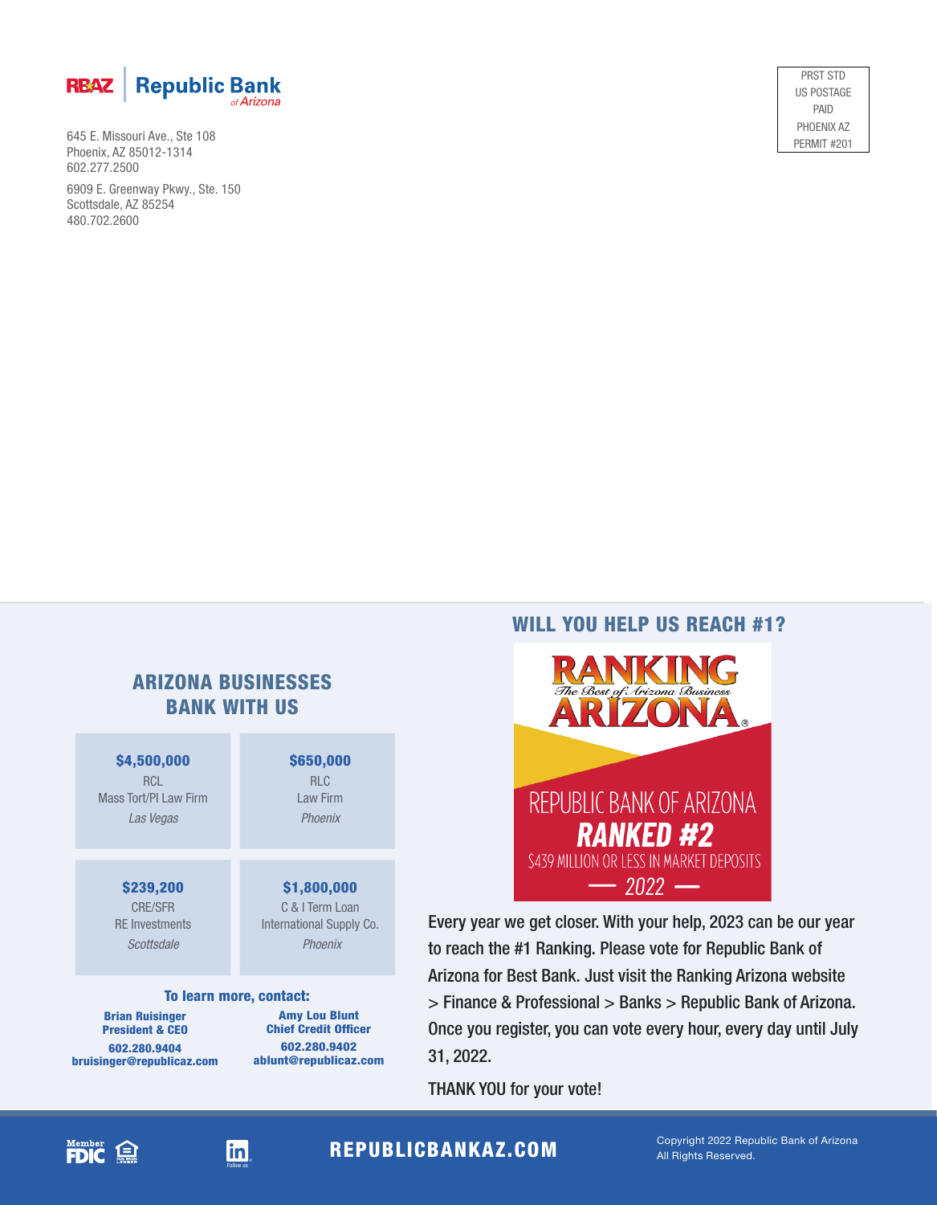RBAZ | Republic Bank *of Arizona*

645 E. Missouri Ave., Ste 108
Phoenix, AZ 85012-1314
602.277.2500

6909 E. Greenway Pkwy., Ste. 150
Scottsdale, AZ 85254
480.702.2600

PRST STD
US POSTAGE
PAID
PHOENIX AZ
PERMIT #201

## ARIZONA BUSINESSES BANK WITH US

| | |
|---|---|
| **$4,500,000**<br>RCL<br>Mass Tort/PI Law Firm<br>*Las Vegas* | **$650,000**<br>RLC<br>Law Firm<br>*Phoenix* |
| **$239,200**<br>CRE/SFR<br>RE Investments<br>*Scottsdale* | **$1,800,000**<br>C & I Term Loan<br>International Supply Co.<br>*Phoenix* |

**To learn more, contact:**

**Brian Ruisinger**
**President & CEO**
**602.280.9404**
**bruisinger@republicaz.com**

**Amy Lou Blunt**
**Chief Credit Officer**
**602.280.9402**
**ablunt@republicaz.com**

## WILL YOU HELP US REACH #1?

RANKING ARIZONA
*The Best of Arizona Business*

REPUBLIC BANK OF ARIZONA
***RANKED #2***
$439 MILLION OR LESS IN MARKET DEPOSITS
— 2022 —

Every year we get closer. With your help, 2023 can be our year to reach the #1 Ranking. Please vote for Republic Bank of Arizona for Best Bank. Just visit the Ranking Arizona website > Finance & Professional > Banks > Republic Bank of Arizona. Once you register, you can vote every hour, every day until July 31, 2022.

THANK YOU for your vote!

Member FDIC

Follow us

**REPUBLICBANKAZ.COM**

Copyright 2022 Republic Bank of Arizona
All Rights Reserved.